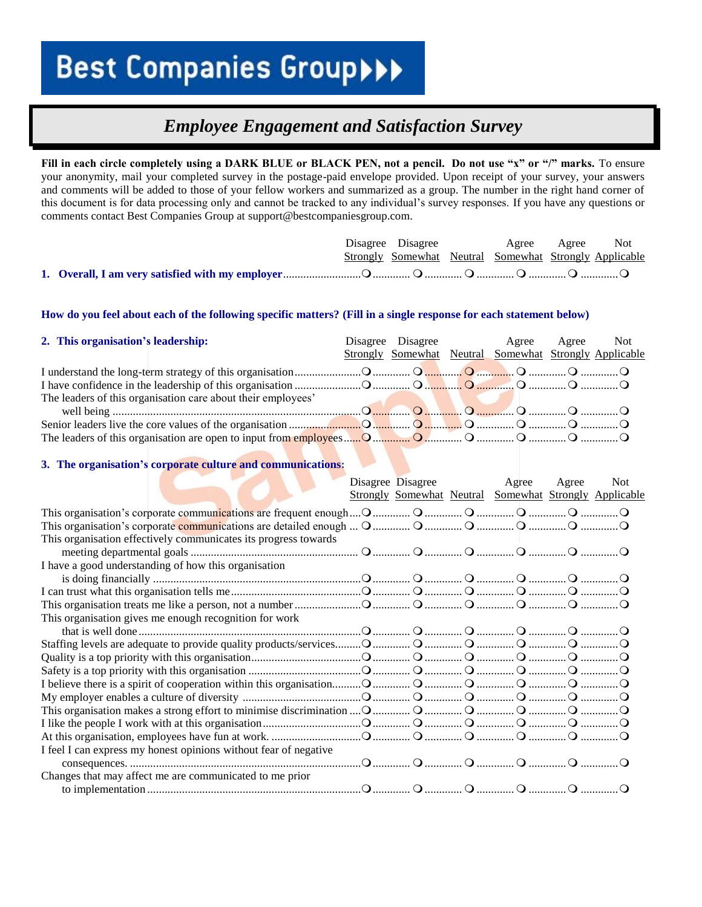# Best Companies Group

## *Employee Engagement and Satisfaction Survey*

**Fill in each circle completely using a DARK BLUE or BLACK PEN, not a pencil. Do not use "x" or "/" marks.** To ensure your anonymity, mail your completed survey in the postage-paid envelope provided. Upon receipt of your survey, your answers and comments will be added to those of your fellow workers and summarized as a group. The number in the right hand corner of this document is for data processing only and cannot be tracked to any individual's survey responses. If you have any questions or comments contact Best Companies Group at support@bestcompaniesgroup.com.

| | Disagree Strongly | Disagree Somewhat | Neutral | Agree Somewhat | Agree Strongly | Not Applicable |
|---|---|---|---|---|---|---|
| **1. Overall, I am very satisfied with my employer** | ○ | ○ | ○ | ○ | ○ | ○ |

**How do you feel about each of the following specific matters? (Fill in a single response for each statement below)**

| **2. This organisation's leadership:** | Disagree Strongly | Disagree Somewhat | Neutral | Agree Somewhat | Agree Strongly | Not Applicable |
|---|---|---|---|---|---|---|
| I understand the long-term strategy of this organisation | ○ | ○ | ○ | ○ | ○ | ○ |
| I have confidence in the leadership of this organisation | ○ | ○ | ○ | ○ | ○ | ○ |
| The leaders of this organisation care about their employees' well being | ○ | ○ | ○ | ○ | ○ | ○ |
| Senior leaders live the core values of the organisation | ○ | ○ | ○ | ○ | ○ | ○ |
| The leaders of this organisation are open to input from employees | ○ | ○ | ○ | ○ | ○ | ○ |

| **3. The organisation's corporate culture and communications:** | Disagree Strongly | Disagree Somewhat | Neutral | Agree Somewhat | Agree Strongly | Not Applicable |
|---|---|---|---|---|---|---|
| This organisation's corporate communications are frequent enough | ○ | ○ | ○ | ○ | ○ | ○ |
| This organisation's corporate communications are detailed enough | ○ | ○ | ○ | ○ | ○ | ○ |
| This organisation effectively communicates its progress towards meeting departmental goals | ○ | ○ | ○ | ○ | ○ | ○ |
| I have a good understanding of how this organisation is doing financially | ○ | ○ | ○ | ○ | ○ | ○ |
| I can trust what this organisation tells me | ○ | ○ | ○ | ○ | ○ | ○ |
| This organisation treats me like a person, not a number | ○ | ○ | ○ | ○ | ○ | ○ |
| This organisation gives me enough recognition for work that is well done | ○ | ○ | ○ | ○ | ○ | ○ |
| Staffing levels are adequate to provide quality products/services | ○ | ○ | ○ | ○ | ○ | ○ |
| Quality is a top priority with this organisation | ○ | ○ | ○ | ○ | ○ | ○ |
| Safety is a top priority with this organisation | ○ | ○ | ○ | ○ | ○ | ○ |
| I believe there is a spirit of cooperation within this organisation | ○ | ○ | ○ | ○ | ○ | ○ |
| My employer enables a culture of diversity | ○ | ○ | ○ | ○ | ○ | ○ |
| This organisation makes a strong effort to minimise discrimination | ○ | ○ | ○ | ○ | ○ | ○ |
| I like the people I work with at this organisation | ○ | ○ | ○ | ○ | ○ | ○ |
| At this organisation, employees have fun at work. | ○ | ○ | ○ | ○ | ○ | ○ |
| I feel I can express my honest opinions without fear of negative consequences. | ○ | ○ | ○ | ○ | ○ | ○ |
| Changes that may affect me are communicated to me prior to implementation | ○ | ○ | ○ | ○ | ○ | ○ |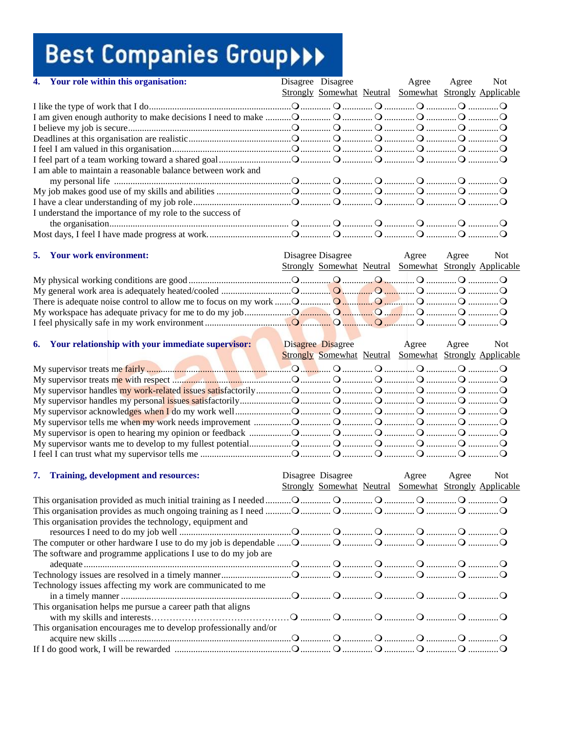# Best Companies Group

### 4. Your role within this organisation:

| | Disagree Strongly | Disagree Somewhat | Neutral | Agree Somewhat | Agree Strongly | Not Applicable |
|---|---|---|---|---|---|---|
| I like the type of work that I do | ❍ | ❍ | ❍ | ❍ | ❍ | ❍ |
| I am given enough authority to make decisions I need to make | ❍ | ❍ | ❍ | ❍ | ❍ | ❍ |
| I believe my job is secure | ❍ | ❍ | ❍ | ❍ | ❍ | ❍ |
| Deadlines at this organisation are realistic | ❍ | ❍ | ❍ | ❍ | ❍ | ❍ |
| I feel I am valued in this organisation | ❍ | ❍ | ❍ | ❍ | ❍ | ❍ |
| I feel part of a team working toward a shared goal | ❍ | ❍ | ❍ | ❍ | ❍ | ❍ |
| I am able to maintain a reasonable balance between work and my personal life | ❍ | ❍ | ❍ | ❍ | ❍ | ❍ |
| My job makes good use of my skills and abilities | ❍ | ❍ | ❍ | ❍ | ❍ | ❍ |
| I have a clear understanding of my job role | ❍ | ❍ | ❍ | ❍ | ❍ | ❍ |
| I understand the importance of my role to the success of the organisation | ❍ | ❍ | ❍ | ❍ | ❍ | ❍ |
| Most days, I feel I have made progress at work. | ❍ | ❍ | ❍ | ❍ | ❍ | ❍ |

### 5. Your work environment:

| | Disagree Strongly | Disagree Somewhat | Neutral | Agree Somewhat | Agree Strongly | Not Applicable |
|---|---|---|---|---|---|---|
| My physical working conditions are good | ❍ | ❍ | ❍ | ❍ | ❍ | ❍ |
| My general work area is adequately heated/cooled | ❍ | ❍ | ❍ | ❍ | ❍ | ❍ |
| There is adequate noise control to allow me to focus on my work | ❍ | ❍ | ❍ | ❍ | ❍ | ❍ |
| My workspace has adequate privacy for me to do my job | ❍ | ❍ | ❍ | ❍ | ❍ | ❍ |
| I feel physically safe in my work environment | ❍ | ❍ | ❍ | ❍ | ❍ | ❍ |

### 6. Your relationship with your immediate supervisor:

| | Disagree Strongly | Disagree Somewhat | Neutral | Agree Somewhat | Agree Strongly | Not Applicable |
|---|---|---|---|---|---|---|
| My supervisor treats me fairly | ❍ | ❍ | ❍ | ❍ | ❍ | ❍ |
| My supervisor treats me with respect | ❍ | ❍ | ❍ | ❍ | ❍ | ❍ |
| My supervisor handles my work-related issues satisfactorily | ❍ | ❍ | ❍ | ❍ | ❍ | ❍ |
| My supervisor handles my personal issues satisfactorily | ❍ | ❍ | ❍ | ❍ | ❍ | ❍ |
| My supervisor acknowledges when I do my work well | ❍ | ❍ | ❍ | ❍ | ❍ | ❍ |
| My supervisor tells me when my work needs improvement | ❍ | ❍ | ❍ | ❍ | ❍ | ❍ |
| My supervisor is open to hearing my opinion or feedback | ❍ | ❍ | ❍ | ❍ | ❍ | ❍ |
| My supervisor wants me to develop to my fullest potential | ❍ | ❍ | ❍ | ❍ | ❍ | ❍ |
| I feel I can trust what my supervisor tells me | ❍ | ❍ | ❍ | ❍ | ❍ | ❍ |

### 7. Training, development and resources:

| | Disagree Strongly | Disagree Somewhat | Neutral | Agree Somewhat | Agree Strongly | Not Applicable |
|---|---|---|---|---|---|---|
| This organisation provided as much initial training as I needed | ❍ | ❍ | ❍ | ❍ | ❍ | ❍ |
| This organisation provides as much ongoing training as I need | ❍ | ❍ | ❍ | ❍ | ❍ | ❍ |
| This organisation provides the technology, equipment and resources I need to do my job well | ❍ | ❍ | ❍ | ❍ | ❍ | ❍ |
| The computer or other hardware I use to do my job is dependable | ❍ | ❍ | ❍ | ❍ | ❍ | ❍ |
| The software and programme applications I use to do my job are adequate | ❍ | ❍ | ❍ | ❍ | ❍ | ❍ |
| Technology issues are resolved in a timely manner | ❍ | ❍ | ❍ | ❍ | ❍ | ❍ |
| Technology issues affecting my work are communicated to me in a timely manner | ❍ | ❍ | ❍ | ❍ | ❍ | ❍ |
| This organisation helps me pursue a career path that aligns with my skills and interests | ❍ | ❍ | ❍ | ❍ | ❍ | ❍ |
| This organisation encourages me to develop professionally and/or acquire new skills | ❍ | ❍ | ❍ | ❍ | ❍ | ❍ |
| If I do good work, I will be rewarded | ❍ | ❍ | ❍ | ❍ | ❍ | ❍ |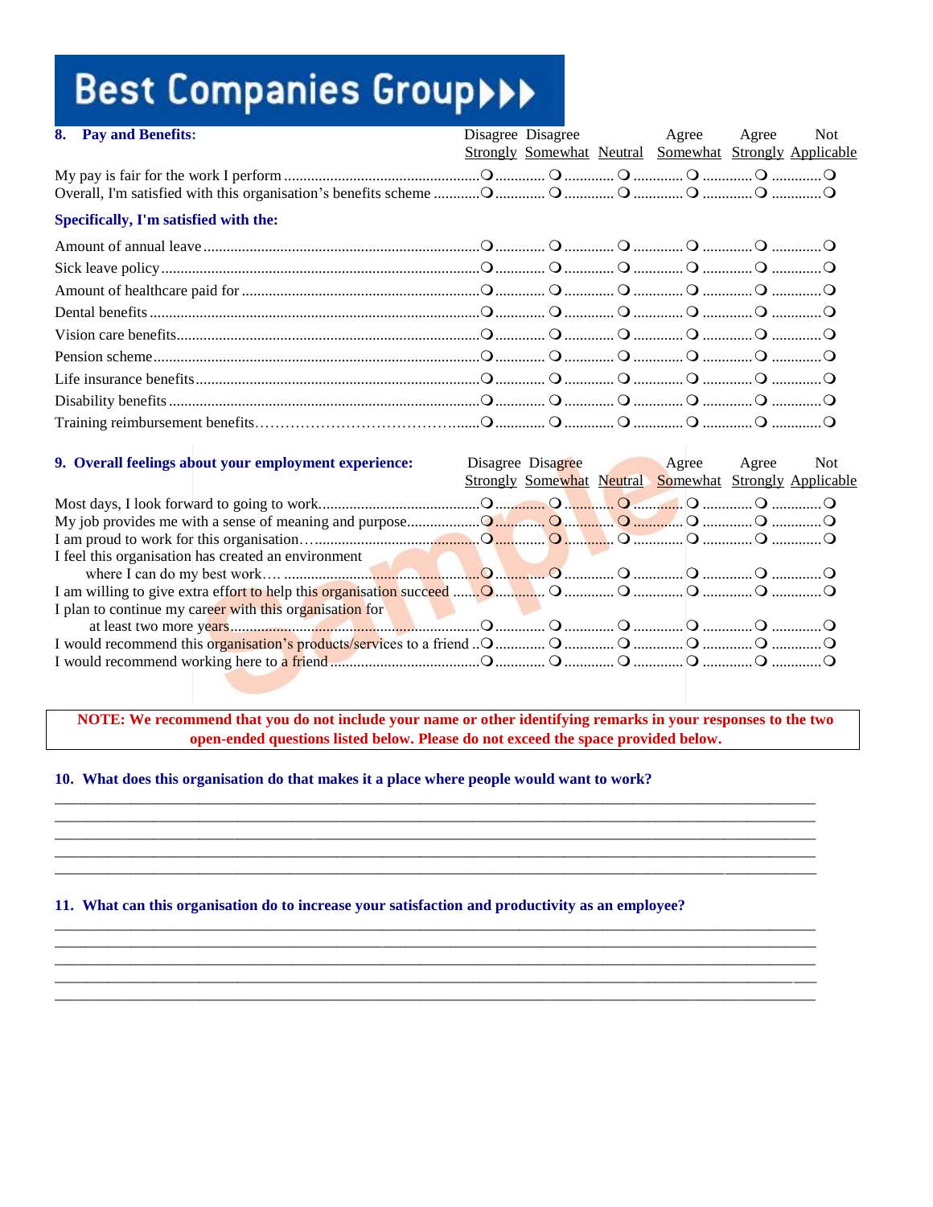Best Companies Group

| **8. Pay and Benefits:** | Disagree Strongly | Disagree Somewhat | Neutral | Agree Somewhat | Agree Strongly | Not Applicable |
|---|---|---|---|---|---|---|
| My pay is fair for the work I perform | ❍ | ❍ | ❍ | ❍ | ❍ | ❍ |
| Overall, I'm satisfied with this organisation's benefits scheme | ❍ | ❍ | ❍ | ❍ | ❍ | ❍ |
| **Specifically, I'm satisfied with the:** | | | | | | |
| Amount of annual leave | ❍ | ❍ | ❍ | ❍ | ❍ | ❍ |
| Sick leave policy | ❍ | ❍ | ❍ | ❍ | ❍ | ❍ |
| Amount of healthcare paid for | ❍ | ❍ | ❍ | ❍ | ❍ | ❍ |
| Dental benefits | ❍ | ❍ | ❍ | ❍ | ❍ | ❍ |
| Vision care benefits | ❍ | ❍ | ❍ | ❍ | ❍ | ❍ |
| Pension scheme | ❍ | ❍ | ❍ | ❍ | ❍ | ❍ |
| Life insurance benefits | ❍ | ❍ | ❍ | ❍ | ❍ | ❍ |
| Disability benefits | ❍ | ❍ | ❍ | ❍ | ❍ | ❍ |
| Training reimbursement benefits | ❍ | ❍ | ❍ | ❍ | ❍ | ❍ |

| **9. Overall feelings about your employment experience:** | Disagree Strongly | Disagree Somewhat | Neutral | Agree Somewhat | Agree Strongly | Not Applicable |
|---|---|---|---|---|---|---|
| Most days, I look forward to going to work | ❍ | ❍ | ❍ | ❍ | ❍ | ❍ |
| My job provides me with a sense of meaning and purpose | ❍ | ❍ | ❍ | ❍ | ❍ | ❍ |
| I am proud to work for this organisation | ❍ | ❍ | ❍ | ❍ | ❍ | ❍ |
| I feel this organisation has created an environment where I can do my best work | ❍ | ❍ | ❍ | ❍ | ❍ | ❍ |
| I am willing to give extra effort to help this organisation succeed | ❍ | ❍ | ❍ | ❍ | ❍ | ❍ |
| I plan to continue my career with this organisation for at least two more years | ❍ | ❍ | ❍ | ❍ | ❍ | ❍ |
| I would recommend this organisation's products/services to a friend | ❍ | ❍ | ❍ | ❍ | ❍ | ❍ |
| I would recommend working here to a friend | ❍ | ❍ | ❍ | ❍ | ❍ | ❍ |

Sample

**NOTE: We recommend that you do not include your name or other identifying remarks in your responses to the two open-ended questions listed below. Please do not exceed the space provided below.**

**10. What does this organisation do that makes it a place where people would want to work?**

______________________________________________________________________________

______________________________________________________________________________

______________________________________________________________________________

______________________________________________________________________________

______________________________________________________________________________

**11. What can this organisation do to increase your satisfaction and productivity as an employee?**

______________________________________________________________________________

______________________________________________________________________________

______________________________________________________________________________

______________________________________________________________________________

______________________________________________________________________________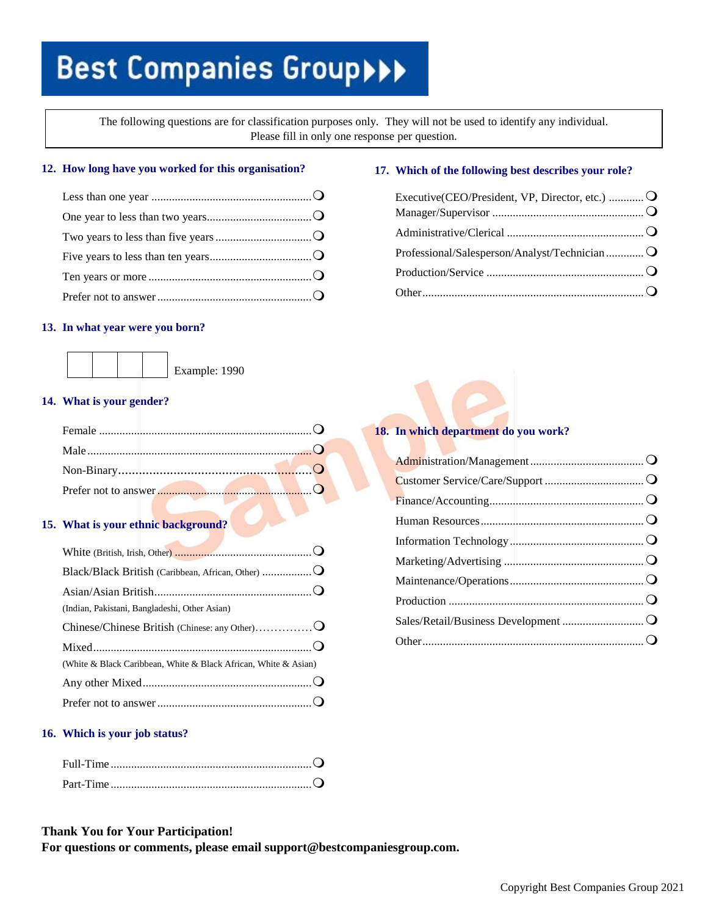# Best Companies Group

The following questions are for classification purposes only. They will not be used to identify any individual.
Please fill in only one response per question.

### 12. How long have you worked for this organisation?

- Less than one year ❍
- One year to less than two years ❍
- Two years to less than five years ❍
- Five years to less than ten years ❍
- Ten years or more ❍
- Prefer not to answer ❍

### 13. In what year were you born?

| | | | |
|---|---|---|---|
| | | | |

Example: 1990

### 14. What is your gender?

- Female ❍
- Male ❍
- Non-Binary ❍
- Prefer not to answer ❍

### 15. What is your ethnic background?

- White (British, Irish, Other) ❍
- Black/Black British (Caribbean, African, Other) ❍
- Asian/Asian British ❍
  (Indian, Pakistani, Bangladeshi, Other Asian)
- Chinese/Chinese British (Chinese: any Other) ❍
- Mixed ❍
  (White & Black Caribbean, White & Black African, White & Asian)
- Any other Mixed ❍
- Prefer not to answer ❍

### 16. Which is your job status?

- Full-Time ❍
- Part-Time ❍

### 17. Which of the following best describes your role?

- Executive(CEO/President, VP, Director, etc.) ❍
- Manager/Supervisor ❍
- Administrative/Clerical ❍
- Professional/Salesperson/Analyst/Technician ❍
- Production/Service ❍
- Other ❍

### 18. In which department do you work?

- Administration/Management ❍
- Customer Service/Care/Support ❍
- Finance/Accounting ❍
- Human Resources ❍
- Information Technology ❍
- Marketing/Advertising ❍
- Maintenance/Operations ❍
- Production ❍
- Sales/Retail/Business Development ❍
- Other ❍

**Thank You for Your Participation!**
**For questions or comments, please email support@bestcompaniesgroup.com.**

Copyright Best Companies Group 2021